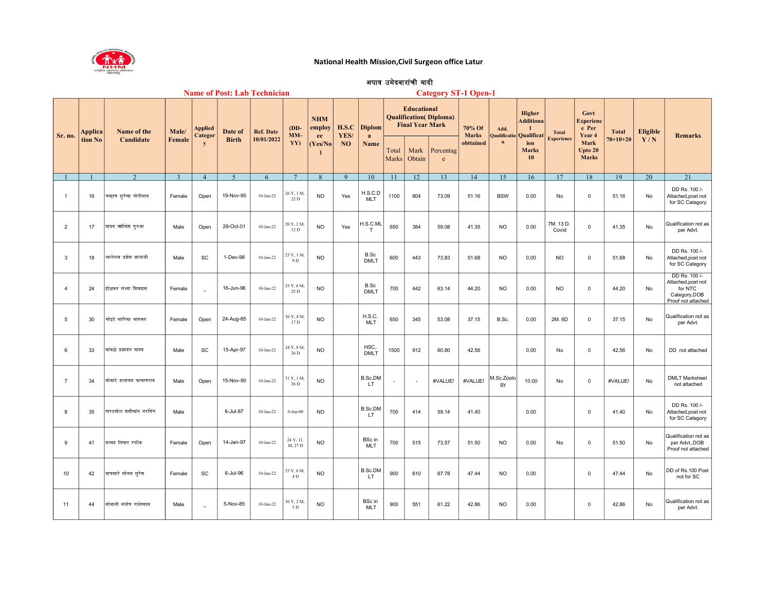## National Health Mission,Civil Surgeon office Latur

### अपात्र उमेदवारांची यादी

**Name of Post: Lab Technician** — **Category ST-1 Open-1**

| Sr. no. | Application No | Name of the Candidate | Male/ Female | Applied Category | Date of Birth | Ref. Date 10/01/2022 | (DD-MM-YY) | NHM employee (Yes/No) | H.S.C YES/ NO | Diploma Name | Educational Qualification( Diploma) Final Year Mark | | | 70% Of Marks obttained | Add. Qualification | Higher Additional Qualification Marks 10 | Total Experience | Govt Experience Per Year 4 Mark Upto 20 Marks | Total 70+10+20 | Eligible Y / N | Remarks |
|---|---|---|---|---|---|---|---|---|---|---|---|---|---|---|---|---|---|---|---|---|---|
| | | | | | | | | | | | Total Marks | Mark Obtain | Percentage | | | | | | | | |
| 1 | 1 | 2 | 3 | 4 | 5 | 6 | 7 | 8 | 9 | 10 | 11 | 12 | 13 | 14 | 15 | 16 | 17 | 18 | 19 | 20 | 21 |
| 1 | 16 | चव्हाण सुरेखा गोपीनाथ | Female | Open | 19-Nov-95 | 10-Jan-22 | 26 Y, 1 M, 22 D | NO | Yes | H.S.C.D MLT | 1100 | 804 | 73.09 | 51.16 | BSW | 0.00 | No | 0 | 51.16 | No | DD Rs. 100 /- Attached,post not for SC Category |
| 2 | 17 | यादव ऋषीकेश गुरुबा | Male | Open | 29-Oct-01 | 10-Jan-22 | 20 Y, 2 M, 12 D | NO | Yes | H.S.C.MLT | 650 | 384 | 59.08 | 41.35 | NO | 0.00 | 7M. 13 D. Covid | 0 | 41.35 | No | Qualification not as per Advt. |
| 3 | 18 | भालेराव प्रवेश बालाजी | Male | SC | 1-Dec-98 | 10-Jan-22 | 23 Y, 1 M, 9 D | NO | | B.Sc DMLT | 600 | 443 | 73.83 | 51.68 | NO | 0.00 | NO | 0 | 51.68 | No | DD Rs. 100 /- Attached,post not for SC Category |
| 4 | 24 | होळकर संध्या शिवदास | Female | _ | 16-Jun-96 | 10-Jan-22 | 25 Y, 6 M, 25 D | NO | | B.Sc DMLT | 700 | 442 | 63.14 | 44.20 | NO | 0.00 | NO | 0 | 44.20 | No | DD Rs. 100 /- Attached,post not for NTC Category,DOB Proof not attached |
| 5 | 30 | भोइटे सारिका भागवत | Female | Open | 24-Aug-85 | 10-Jan-22 | 36 Y, 4 M, 17 D | NO | | H.S.C. MLT | 650 | 345 | 53.08 | 37.15 | B.Sc. | 0.00 | 2M. 6D | 0 | 37.15 | No | Qualification not as per Advt. |
| 6 | 33 | कांबळे प्रशांत यादव | Male | SC | 15-Apr-97 | 10-Jan-22 | 24 Y, 8 M, 26 D | NO | | HSC, DMLT | 1500 | 912 | 60.80 | 42.56 | | 0.00 | No | 0 | 42.56 | No | DD not attached |
| 7 | 34 | कोकाटे दत्तात्रय कल्याणराव | Male | Open | 15-Nov-90 | 10-Jan-22 | 31 Y, 1 M, 26 D | NO | | B.Sc.DMLT | - | - | #VALUE! | #VALUE! | M.Sc.Zoology | 10.00 | No | 0 | #VALUE! | No | DMLT Marksheet not attached |
| 8 | 35 | खरटमोल शशीकांत नरसिंग | Male | | 6-Jul-87 | 10-Jan-22 | 0-Jan-00 | NO | | B.Sc.DMLT | 700 | 414 | 59.14 | 41.40 | | 0.00 | | 0 | 41.40 | No | DD Rs. 100 /- Attached,post not for SC Category |
| 9 | 41 | सय्यद निखत रफीक | Female | Open | 14-Jan-97 | 10-Jan-22 | 24 Y, 11 M, 27 D | NO | | BSc in MLT | 700 | 515 | 73.57 | 51.50 | NO | 0.00 | No | 0 | 51.50 | No | Qualification not as per Advt.,DOB Proof not attached |
| 10 | 42 | वाघमारे सोनम सुरेश | Female | SC | 6-Jul-96 | 10-Jan-22 | 25 Y, 6 M, 4 D | NO | | B.Sc.DMLT | 900 | 610 | 67.78 | 47.44 | NO | 0.00 | | 0 | 47.44 | No | DD of Rs.100 Post not for SC |
| 11 | 44 | सोमानी संतोष राधेश्याम | Male | _ | 5-Nov-85 | 10-Jan-22 | 36 Y, 2 M, 5 D | NO | | BSc in MLT | 900 | 551 | 61.22 | 42.86 | NO | 0.00 | | 0 | 42.86 | No | Qualification not as per Advt. |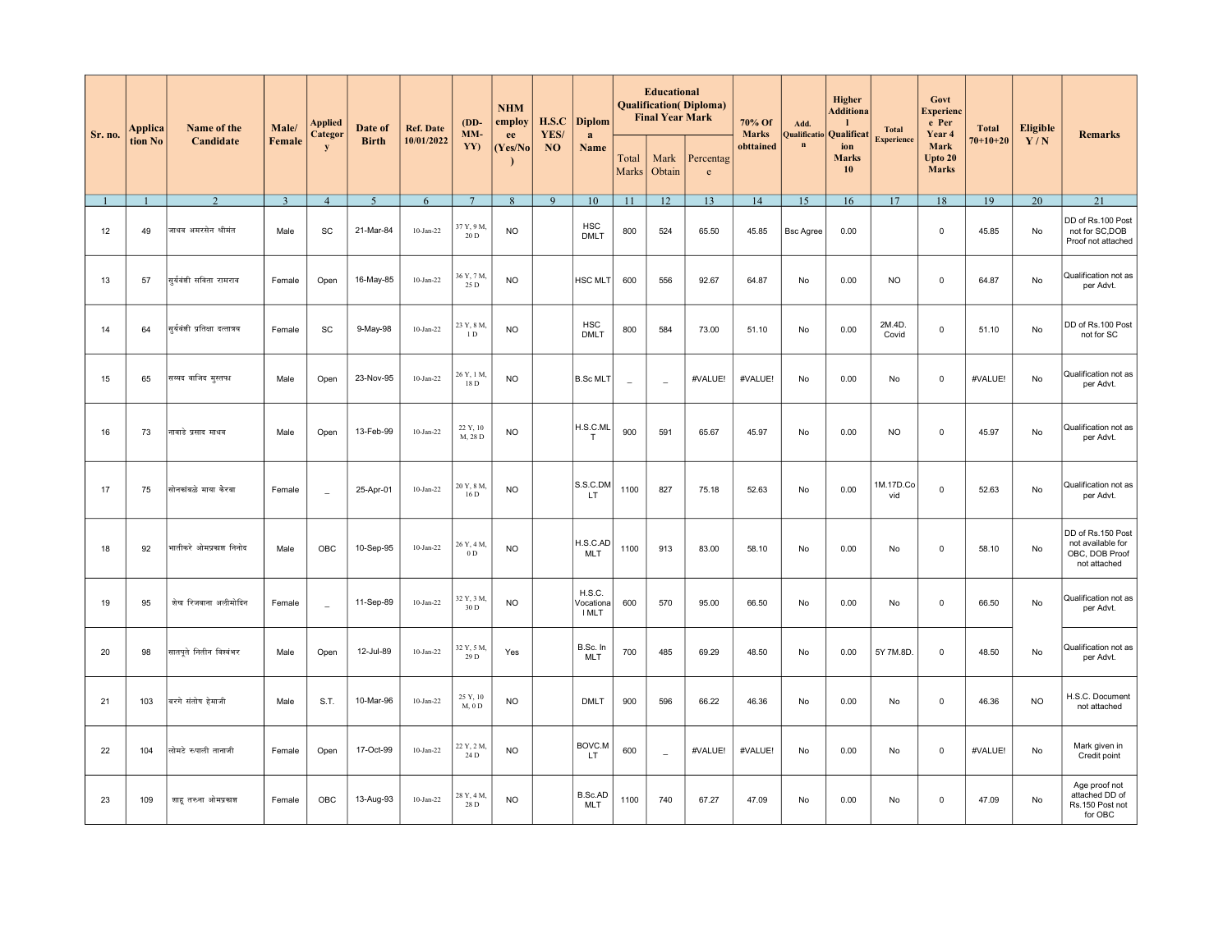| Sr. no. | Application No | Name of the Candidate | Male/ Female | Applied Category | Date of Birth | Ref. Date 10/01/2022 | (DD-MM-YY) | NHM employee (Yes/No) | H.S.C YES/ NO | Diploma Name | Educational Qualification( Diploma) Final Year Mark | | | 70% Of Marks obttained | Add. Qualification | Higher Additional Qualification Marks 10 | Total Experience | Govt Experience Per Year 4 Mark Upto 20 Marks | Total 70+10+20 | Eligible Y / N | Remarks |
|---|---|---|---|---|---|---|---|---|---|---|---|---|---|---|---|---|---|---|---|---|---|
| | | | | | | | | | | | Total Marks | Mark Obtain | Percentage | | | | | | | | |
| 1 | 1 | 2 | 3 | 4 | 5 | 6 | 7 | 8 | 9 | 10 | 11 | 12 | 13 | 14 | 15 | 16 | 17 | 18 | 19 | 20 | 21 |
| 12 | 49 | जाधव अमरसेन श्रीमंत | Male | SC | 21-Mar-84 | 10-Jan-22 | 37 Y, 9 M, 20 D | NO | | HSC DMLT | 800 | 524 | 65.50 | 45.85 | Bsc Agree | 0.00 | | 0 | 45.85 | No | DD of Rs.100 Post not for SC,DOB Proof not attached |
| 13 | 57 | सुर्यवंशी सविता रामराव | Female | Open | 16-May-85 | 10-Jan-22 | 36 Y, 7 M, 25 D | NO | | HSC MLT | 600 | 556 | 92.67 | 64.87 | No | 0.00 | NO | 0 | 64.87 | No | Qualification not as per Advt. |
| 14 | 64 | सुर्यवंशी प्रतिक्षा दत्तात्रय | Female | SC | 9-May-98 | 10-Jan-22 | 23 Y, 8 M, 1 D | NO | | HSC DMLT | 800 | 584 | 73.00 | 51.10 | No | 0.00 | 2M.4D. Covid | 0 | 51.10 | No | DD of Rs.100 Post not for SC |
| 15 | 65 | सय्यद वाजिद मुस्तफा | Male | Open | 23-Nov-95 | 10-Jan-22 | 26 Y, 1 M, 18 D | NO | | B.Sc MLT | _ | _ | #VALUE! | #VALUE! | No | 0.00 | No | 0 | #VALUE! | No | Qualification not as per Advt. |
| 16 | 73 | नावाडे प्रसाद माधव | Male | Open | 13-Feb-99 | 10-Jan-22 | 22 Y, 10 M, 28 D | NO | | H.S.C.MLT | 900 | 591 | 65.67 | 45.97 | No | 0.00 | NO | 0 | 45.97 | No | Qualification not as per Advt. |
| 17 | 75 | सोनकांबळे माया केरबा | Female | _ | 25-Apr-01 | 10-Jan-22 | 20 Y, 8 M, 16 D | NO | | S.S.C.DMLT | 1100 | 827 | 75.18 | 52.63 | No | 0.00 | 1M.17D.Covid | 0 | 52.63 | No | Qualification not as per Advt. |
| 18 | 92 | भातीकरे ओमप्रकाश निनोद | Male | OBC | 10-Sep-95 | 10-Jan-22 | 26 Y, 4 M, 0 D | NO | | H.S.C.ADMLT | 1100 | 913 | 83.00 | 58.10 | No | 0.00 | No | 0 | 58.10 | No | DD of Rs.150 Post not available for OBC, DOB Proof not attached |
| 19 | 95 | शेख रिजवाना अलीमोदिन | Female | _ | 11-Sep-89 | 10-Jan-22 | 32 Y, 3 M, 30 D | NO | | H.S.C. Vocational MLT | 600 | 570 | 95.00 | 66.50 | No | 0.00 | No | 0 | 66.50 | No | Qualification not as per Advt. |
| 20 | 98 | सातपुते नितीन विश्वंभर | Male | Open | 12-Jul-89 | 10-Jan-22 | 32 Y, 5 M, 29 D | Yes | | B.Sc. In MLT | 700 | 485 | 69.29 | 48.50 | No | 0.00 | 5Y 7M.8D. | 0 | 48.50 | No | Qualification not as per Advt. |
| 21 | 103 | बरगे संतोष हेमाजी | Male | S.T. | 10-Mar-96 | 10-Jan-22 | 25 Y, 10 M, 0 D | NO | | DMLT | 900 | 596 | 66.22 | 46.36 | No | 0.00 | No | 0 | 46.36 | NO | H.S.C. Document not attached |
| 22 | 104 | लोमटे रुपाली तानाजी | Female | Open | 17-Oct-99 | 10-Jan-22 | 22 Y, 2 M, 24 D | NO | | BOVC.MLT | 600 | _ | #VALUE! | #VALUE! | No | 0.00 | No | 0 | #VALUE! | No | Mark given in Credit point |
| 23 | 109 | शाहू तरुना ओमप्रकाश | Female | OBC | 13-Aug-93 | 10-Jan-22 | 28 Y, 4 M, 28 D | NO | | B.Sc.ADMLT | 1100 | 740 | 67.27 | 47.09 | No | 0.00 | No | 0 | 47.09 | No | Age proof not attached DD of Rs.150 Post not for OBC |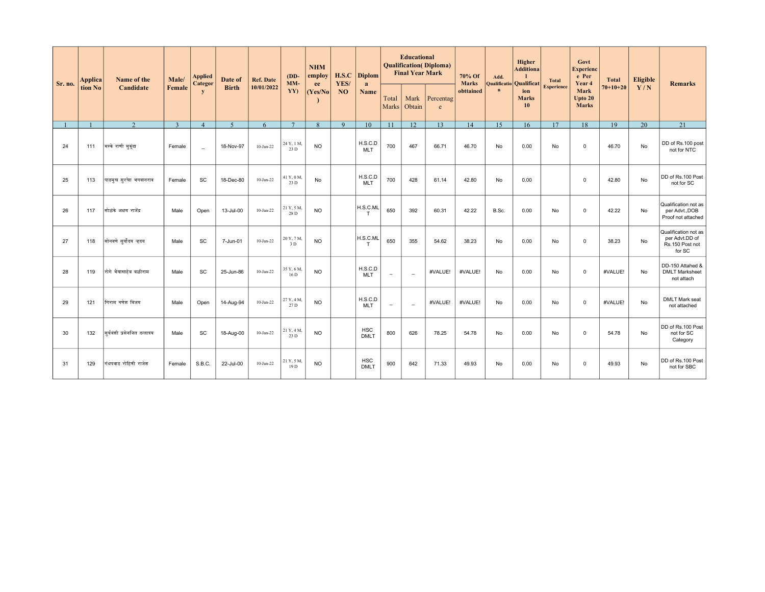| Sr. no. | Application No | Name of the Candidate | Male/ Female | Applied Category | Date of Birth | Ref. Date 10/01/2022 | (DD-MM-YY) | NHM employee (Yes/No) | H.S.C YES/ NO | Diploma Name | Educational Qualification( Diploma) Final Year Mark | | | 70% Of Marks obttained | Add. Qualification | Higher Additional Qualification Marks 10 | Total Experience | Govt Experience Per Year 4 Mark Upto 20 Marks | Total 70+10+20 | Eligible Y / N | Remarks |
|---|---|---|---|---|---|---|---|---|---|---|---|---|---|---|---|---|---|---|---|---|---|
| | | | | | | | | | | | Total Marks | Mark Obtain | Percentage | | | | | | | | |
| 1 | 1 | 2 | 3 | 4 | 5 | 6 | 7 | 8 | 9 | 10 | 11 | 12 | 13 | 14 | 15 | 16 | 17 | 18 | 19 | 20 | 21 |
| 24 | 111 | मस्के राणी मुकुंदा | Female | _ | 18-Nov-97 | 10-Jan-22 | 24 Y, 1 M, 23 D | NO | | H.S.C.D MLT | 700 | 467 | 66.71 | 46.70 | No | 0.00 | No | 0 | 46.70 | No | DD of Rs.100 post not for NTC |
| 25 | 113 | पाडमुख सुरेखा भगवानराव | Female | SC | 18-Dec-80 | 10-Jan-22 | 41 Y, 0 M, 23 D | No | | H.S.C.D MLT | 700 | 428 | 61.14 | 42.80 | No | 0.00 | | 0 | 42.80 | No | DD of Rs.100 Post not for SC |
| 26 | 117 | सोळंके अक्षय राजेंद्र | Male | Open | 13-Jul-00 | 10-Jan-22 | 21 Y, 5 M, 28 D | NO | | H.S.C.MLT | 650 | 392 | 60.31 | 42.22 | B.Sc. | 0.00 | No | 0 | 42.22 | No | Qualification not as per Advt.,DOB Proof not attached |
| 27 | 118 | सोनवणे सुर्योदय ऱ्हदय | Male | SC | 7-Jun-01 | 10-Jan-22 | 20 Y, 7 M, 3 D | NO | | H.S.C.MLT | 650 | 355 | 54.62 | 38.23 | No | 0.00 | No | 0 | 38.23 | No | Qualification not as per Advt.DD of Rs.150 Post not for SC |
| 28 | 119 | रोगे भैयासाहेब बळीराम | Male | SC | 25-Jun-86 | 10-Jan-22 | 35 Y, 6 M, 16 D | NO | | H.S.C.D MLT | _ | _ | #VALUE! | #VALUE! | No | 0.00 | No | 0 | #VALUE! | No | DD-150 Attahed & DMLT Marksheet not attach |
| 29 | 121 | गिराम गणेश विजय | Male | Open | 14-Aug-94 | 10-Jan-22 | 27 Y, 4 M, 27 D | NO | | H.S.C.D MLT | _ | _ | #VALUE! | #VALUE! | No | 0.00 | No | 0 | #VALUE! | No | DMLT Mark seat not attached |
| 30 | 132 | सुर्यवंशी प्रसेनजित दत्तात्रय | Male | SC | 18-Aug-00 | 10-Jan-22 | 21 Y, 4 M, 23 D | NO | | HSC DMLT | 800 | 626 | 78.25 | 54.78 | No | 0.00 | No | 0 | 54.78 | No | DD of Rs.100 Post not for SC Category |
| 31 | 129 | गंधपवाड रोहिणी राजेश | Female | S.B.C. | 22-Jul-00 | 10-Jan-22 | 21 Y, 5 M, 19 D | NO | | HSC DMLT | 900 | 642 | 71.33 | 49.93 | No | 0.00 | No | 0 | 49.93 | No | DD of Rs.100 Post not for SBC |